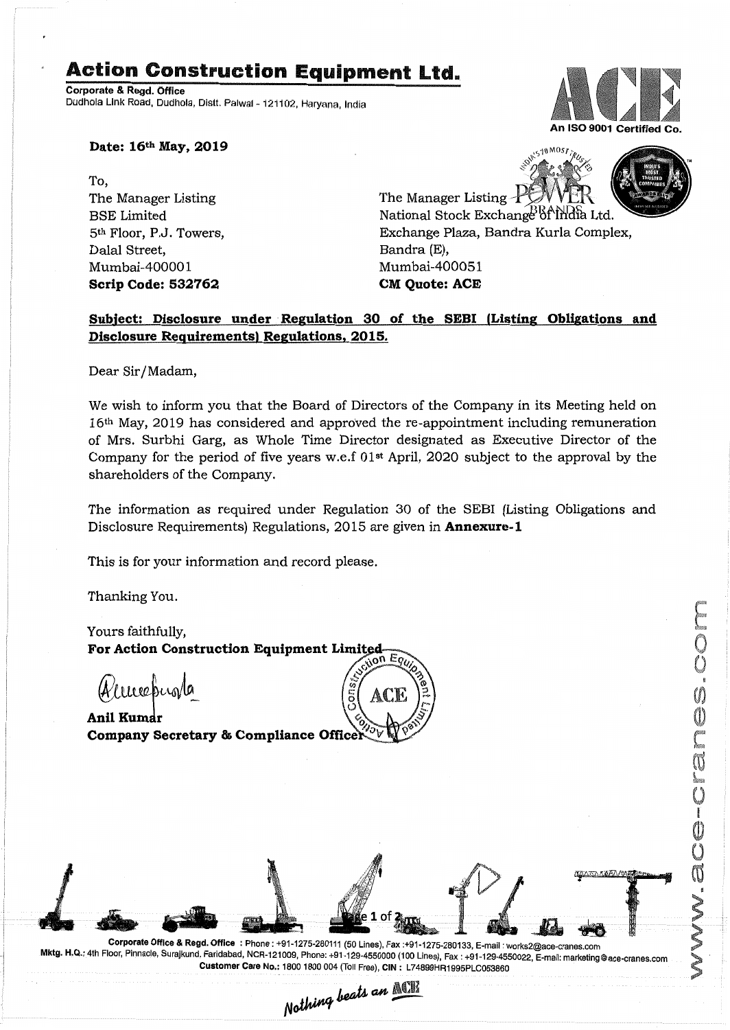# Action Construction Equipment Ltd.

**Corporate & Regd. Office**
Dudhola Link Road, Dudhola, Distt. Palwal - 121102, Haryana, India

An ISO 9001 Certified Co.

**Date: 16th May, 2019**

To,
The Manager Listing
BSE Limited
5th Floor, P.J. Towers,
Dalal Street,
Mumbai-400001
**Scrip Code: 532762**

The Manager Listing
National Stock Exchange of India Ltd.
Exchange Plaza, Bandra Kurla Complex,
Bandra (E),
Mumbai-400051
**CM Quote: ACE**

**Subject: Disclosure under Regulation 30 of the SEBI (Listing Obligations and Disclosure Requirements) Regulations, 2015.**

Dear Sir/Madam,

We wish to inform you that the Board of Directors of the Company in its Meeting held on 16th May, 2019 has considered and approved the re-appointment including remuneration of Mrs. Surbhi Garg, as Whole Time Director designated as Executive Director of the Company for the period of five years w.e.f 01st April, 2020 subject to the approval by the shareholders of the Company.

The information as required under Regulation 30 of the SEBI (Listing Obligations and Disclosure Requirements) Regulations, 2015 are given in **Annexure-1**

This is for your information and record please.

Thanking You.

Yours faithfully,
**For Action Construction Equipment Limited**

**Anil Kumar**
**Company Secretary & Compliance Officer**

Corporate Office & Regd. Office : Phone : +91-1275-280111 (50 Lines), Fax :+91-1275-280133, E-mail : works2@ace-cranes.com
Mktg. H.Q.: 4th Floor, Pinnacle, Surajkund, Faridabad, NCR-121009, Phone: +91-129-4550000 (100 Lines), Fax : +91-129-4550022, E-mail: marketing@ace-cranes.com
Customer Care No.: 1800 1800 004 (Toll Free), CIN : L74899HR1995PLC053860

www.ace-cranes.com

Nothing beats an ACE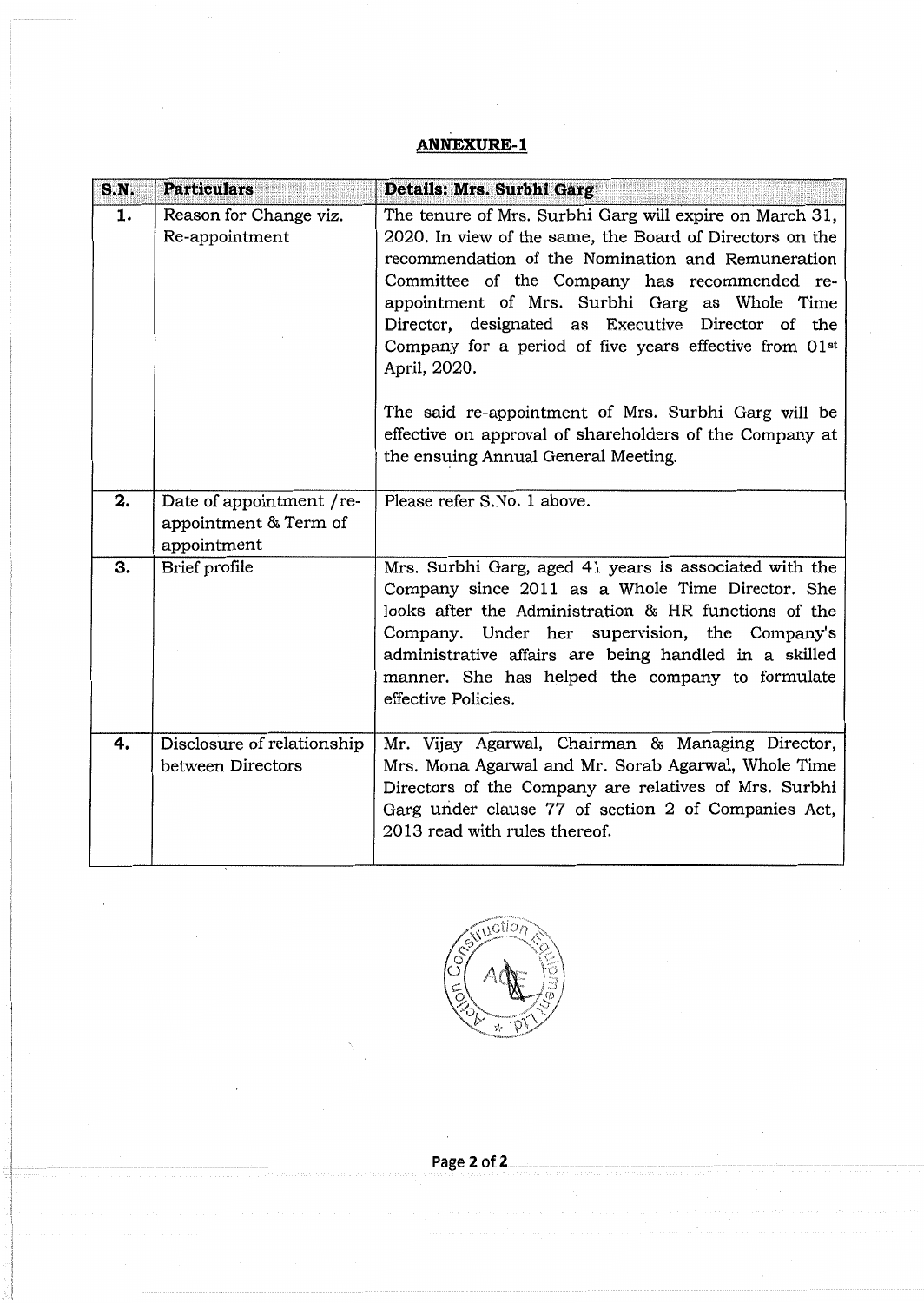## ANNEXURE-1

| S.N. | Particulars | Details: Mrs. Surbhi Garg |
|---|---|---|
| 1. | Reason for Change viz. Re-appointment | The tenure of Mrs. Surbhi Garg will expire on March 31, 2020. In view of the same, the Board of Directors on the recommendation of the Nomination and Remuneration Committee of the Company has recommended re-appointment of Mrs. Surbhi Garg as Whole Time Director, designated as Executive Director of the Company for a period of five years effective from 01st April, 2020.<br><br>The said re-appointment of Mrs. Surbhi Garg will be effective on approval of shareholders of the Company at the ensuing Annual General Meeting. |
| 2. | Date of appointment /re-appointment & Term of appointment | Please refer S.No. 1 above. |
| 3. | Brief profile | Mrs. Surbhi Garg, aged 41 years is associated with the Company since 2011 as a Whole Time Director. She looks after the Administration & HR functions of the Company. Under her supervision, the Company's administrative affairs are being handled in a skilled manner. She has helped the company to formulate effective Policies. |
| 4. | Disclosure of relationship between Directors | Mr. Vijay Agarwal, Chairman & Managing Director, Mrs. Mona Agarwal and Mr. Sorab Agarwal, Whole Time Directors of the Company are relatives of Mrs. Surbhi Garg under clause 77 of section 2 of Companies Act, 2013 read with rules thereof. |